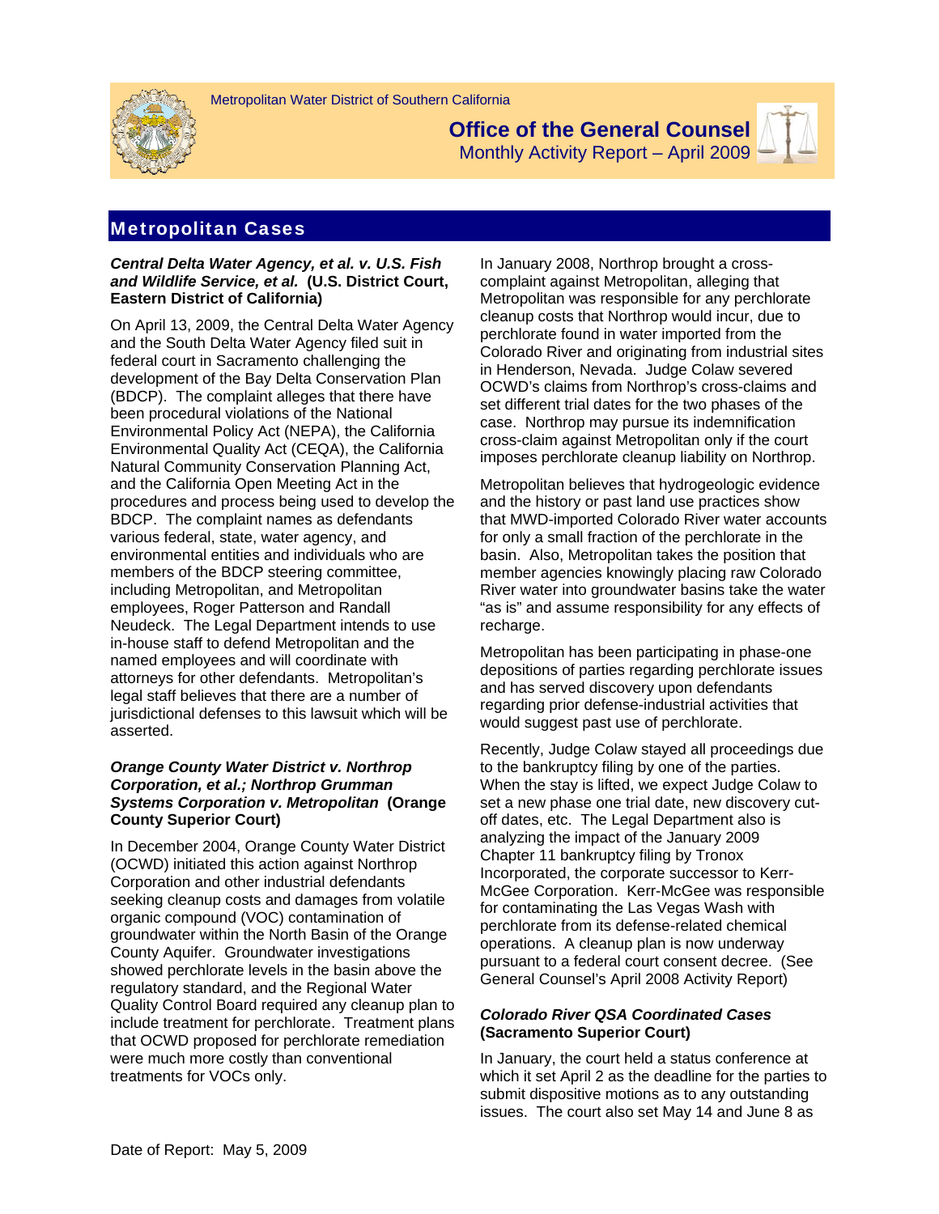Metropolitan Water District of Southern California

# Office of the General Counsel

Monthly Activity Report – April 2009

## Metropolitan Cases

### ***Central Delta Water Agency, et al. v. U.S. Fish and Wildlife Service, et al.*** (U.S. District Court, Eastern District of California)

On April 13, 2009, the Central Delta Water Agency and the South Delta Water Agency filed suit in federal court in Sacramento challenging the development of the Bay Delta Conservation Plan (BDCP). The complaint alleges that there have been procedural violations of the National Environmental Policy Act (NEPA), the California Environmental Quality Act (CEQA), the California Natural Community Conservation Planning Act, and the California Open Meeting Act in the procedures and process being used to develop the BDCP. The complaint names as defendants various federal, state, water agency, and environmental entities and individuals who are members of the BDCP steering committee, including Metropolitan, and Metropolitan employees, Roger Patterson and Randall Neudeck. The Legal Department intends to use in-house staff to defend Metropolitan and the named employees and will coordinate with attorneys for other defendants. Metropolitan's legal staff believes that there are a number of jurisdictional defenses to this lawsuit which will be asserted.

### ***Orange County Water District v. Northrop Corporation, et al.; Northrop Grumman Systems Corporation v. Metropolitan*** (Orange County Superior Court)

In December 2004, Orange County Water District (OCWD) initiated this action against Northrop Corporation and other industrial defendants seeking cleanup costs and damages from volatile organic compound (VOC) contamination of groundwater within the North Basin of the Orange County Aquifer. Groundwater investigations showed perchlorate levels in the basin above the regulatory standard, and the Regional Water Quality Control Board required any cleanup plan to include treatment for perchlorate. Treatment plans that OCWD proposed for perchlorate remediation were much more costly than conventional treatments for VOCs only.

In January 2008, Northrop brought a cross-complaint against Metropolitan, alleging that Metropolitan was responsible for any perchlorate cleanup costs that Northrop would incur, due to perchlorate found in water imported from the Colorado River and originating from industrial sites in Henderson, Nevada. Judge Colaw severed OCWD's claims from Northrop's cross-claims and set different trial dates for the two phases of the case. Northrop may pursue its indemnification cross-claim against Metropolitan only if the court imposes perchlorate cleanup liability on Northrop.

Metropolitan believes that hydrogeologic evidence and the history or past land use practices show that MWD-imported Colorado River water accounts for only a small fraction of the perchlorate in the basin. Also, Metropolitan takes the position that member agencies knowingly placing raw Colorado River water into groundwater basins take the water "as is" and assume responsibility for any effects of recharge.

Metropolitan has been participating in phase-one depositions of parties regarding perchlorate issues and has served discovery upon defendants regarding prior defense-industrial activities that would suggest past use of perchlorate.

Recently, Judge Colaw stayed all proceedings due to the bankruptcy filing by one of the parties. When the stay is lifted, we expect Judge Colaw to set a new phase one trial date, new discovery cut-off dates, etc. The Legal Department also is analyzing the impact of the January 2009 Chapter 11 bankruptcy filing by Tronox Incorporated, the corporate successor to Kerr-McGee Corporation. Kerr-McGee was responsible for contaminating the Las Vegas Wash with perchlorate from its defense-related chemical operations. A cleanup plan is now underway pursuant to a federal court consent decree. (See General Counsel's April 2008 Activity Report)

### ***Colorado River QSA Coordinated Cases*** (Sacramento Superior Court)

In January, the court held a status conference at which it set April 2 as the deadline for the parties to submit dispositive motions as to any outstanding issues. The court also set May 14 and June 8 as

Date of Report: May 5, 2009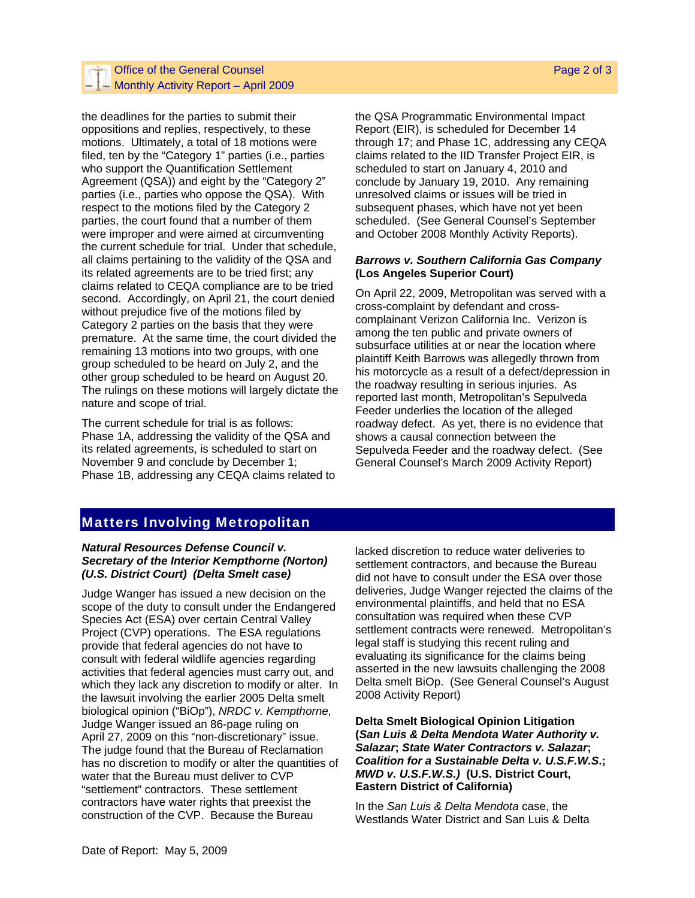the deadlines for the parties to submit their oppositions and replies, respectively, to these motions. Ultimately, a total of 18 motions were filed, ten by the "Category 1" parties (i.e., parties who support the Quantification Settlement Agreement (QSA)) and eight by the "Category 2" parties (i.e., parties who oppose the QSA). With respect to the motions filed by the Category 2 parties, the court found that a number of them were improper and were aimed at circumventing the current schedule for trial. Under that schedule, all claims pertaining to the validity of the QSA and its related agreements are to be tried first; any claims related to CEQA compliance are to be tried second. Accordingly, on April 21, the court denied without prejudice five of the motions filed by Category 2 parties on the basis that they were premature. At the same time, the court divided the remaining 13 motions into two groups, with one group scheduled to be heard on July 2, and the other group scheduled to be heard on August 20. The rulings on these motions will largely dictate the nature and scope of trial.

The current schedule for trial is as follows: Phase 1A, addressing the validity of the QSA and its related agreements, is scheduled to start on November 9 and conclude by December 1; Phase 1B, addressing any CEQA claims related to the QSA Programmatic Environmental Impact Report (EIR), is scheduled for December 14 through 17; and Phase 1C, addressing any CEQA claims related to the IID Transfer Project EIR, is scheduled to start on January 4, 2010 and conclude by January 19, 2010. Any remaining unresolved claims or issues will be tried in subsequent phases, which have not yet been scheduled. (See General Counsel's September and October 2008 Monthly Activity Reports).

***Barrows v. Southern California Gas Company* (Los Angeles Superior Court)**

On April 22, 2009, Metropolitan was served with a cross-complaint by defendant and cross-complainant Verizon California Inc. Verizon is among the ten public and private owners of subsurface utilities at or near the location where plaintiff Keith Barrows was allegedly thrown from his motorcycle as a result of a defect/depression in the roadway resulting in serious injuries. As reported last month, Metropolitan's Sepulveda Feeder underlies the location of the alleged roadway defect. As yet, there is no evidence that shows a causal connection between the Sepulveda Feeder and the roadway defect. (See General Counsel's March 2009 Activity Report)

## Matters Involving Metropolitan

***Natural Resources Defense Council v. Secretary of the Interior Kempthorne (Norton) (U.S. District Court) (Delta Smelt case)***

Judge Wanger has issued a new decision on the scope of the duty to consult under the Endangered Species Act (ESA) over certain Central Valley Project (CVP) operations. The ESA regulations provide that federal agencies do not have to consult with federal wildlife agencies regarding activities that federal agencies must carry out, and which they lack any discretion to modify or alter. In the lawsuit involving the earlier 2005 Delta smelt biological opinion ("BiOp"), *NRDC v. Kempthorne,* Judge Wanger issued an 86-page ruling on April 27, 2009 on this "non-discretionary" issue. The judge found that the Bureau of Reclamation has no discretion to modify or alter the quantities of water that the Bureau must deliver to CVP "settlement" contractors. These settlement contractors have water rights that preexist the construction of the CVP. Because the Bureau lacked discretion to reduce water deliveries to settlement contractors, and because the Bureau did not have to consult under the ESA over those deliveries, Judge Wanger rejected the claims of the environmental plaintiffs, and held that no ESA consultation was required when these CVP settlement contracts were renewed. Metropolitan's legal staff is studying this recent ruling and evaluating its significance for the claims being asserted in the new lawsuits challenging the 2008 Delta smelt BiOp. (See General Counsel's August 2008 Activity Report)

**Delta Smelt Biological Opinion Litigation (*San Luis & Delta Mendota Water Authority v. Salazar*; *State Water Contractors v. Salazar*; *Coalition for a Sustainable Delta v. U.S.F.W.S.*; *MWD v. U.S.F.W.S.)* (U.S. District Court, Eastern District of California)**

In the *San Luis & Delta Mendota* case, the Westlands Water District and San Luis & Delta

Date of Report: May 5, 2009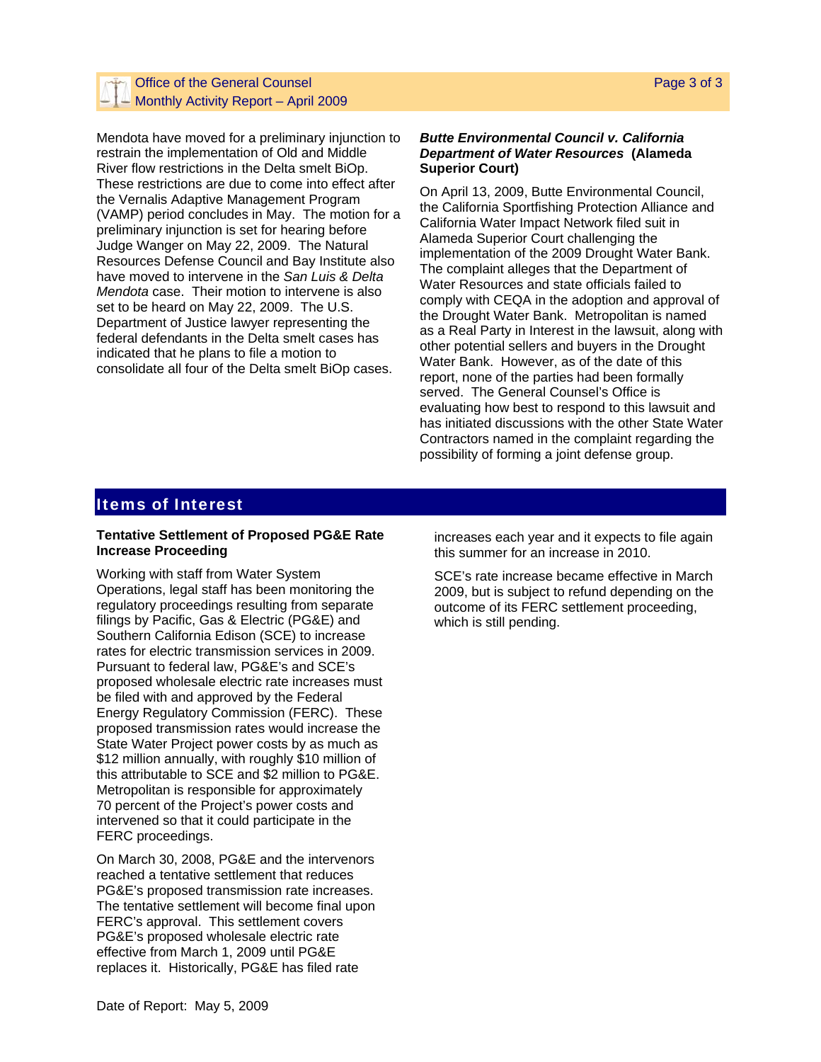Mendota have moved for a preliminary injunction to restrain the implementation of Old and Middle River flow restrictions in the Delta smelt BiOp. These restrictions are due to come into effect after the Vernalis Adaptive Management Program (VAMP) period concludes in May. The motion for a preliminary injunction is set for hearing before Judge Wanger on May 22, 2009. The Natural Resources Defense Council and Bay Institute also have moved to intervene in the *San Luis & Delta Mendota* case. Their motion to intervene is also set to be heard on May 22, 2009. The U.S. Department of Justice lawyer representing the federal defendants in the Delta smelt cases has indicated that he plans to file a motion to consolidate all four of the Delta smelt BiOp cases.

***Butte Environmental Council v. California Department of Water Resources* (Alameda Superior Court)**

On April 13, 2009, Butte Environmental Council, the California Sportfishing Protection Alliance and California Water Impact Network filed suit in Alameda Superior Court challenging the implementation of the 2009 Drought Water Bank. The complaint alleges that the Department of Water Resources and state officials failed to comply with CEQA in the adoption and approval of the Drought Water Bank. Metropolitan is named as a Real Party in Interest in the lawsuit, along with other potential sellers and buyers in the Drought Water Bank. However, as of the date of this report, none of the parties had been formally served. The General Counsel's Office is evaluating how best to respond to this lawsuit and has initiated discussions with the other State Water Contractors named in the complaint regarding the possibility of forming a joint defense group.

## Items of Interest

**Tentative Settlement of Proposed PG&E Rate Increase Proceeding**

Working with staff from Water System Operations, legal staff has been monitoring the regulatory proceedings resulting from separate filings by Pacific, Gas & Electric (PG&E) and Southern California Edison (SCE) to increase rates for electric transmission services in 2009. Pursuant to federal law, PG&E's and SCE's proposed wholesale electric rate increases must be filed with and approved by the Federal Energy Regulatory Commission (FERC). These proposed transmission rates would increase the State Water Project power costs by as much as $12 million annually, with roughly $10 million of this attributable to SCE and $2 million to PG&E. Metropolitan is responsible for approximately 70 percent of the Project's power costs and intervened so that it could participate in the FERC proceedings.

On March 30, 2008, PG&E and the intervenors reached a tentative settlement that reduces PG&E's proposed transmission rate increases. The tentative settlement will become final upon FERC's approval. This settlement covers PG&E's proposed wholesale electric rate effective from March 1, 2009 until PG&E replaces it. Historically, PG&E has filed rate increases each year and it expects to file again this summer for an increase in 2010.

SCE's rate increase became effective in March 2009, but is subject to refund depending on the outcome of its FERC settlement proceeding, which is still pending.

Date of Report: May 5, 2009